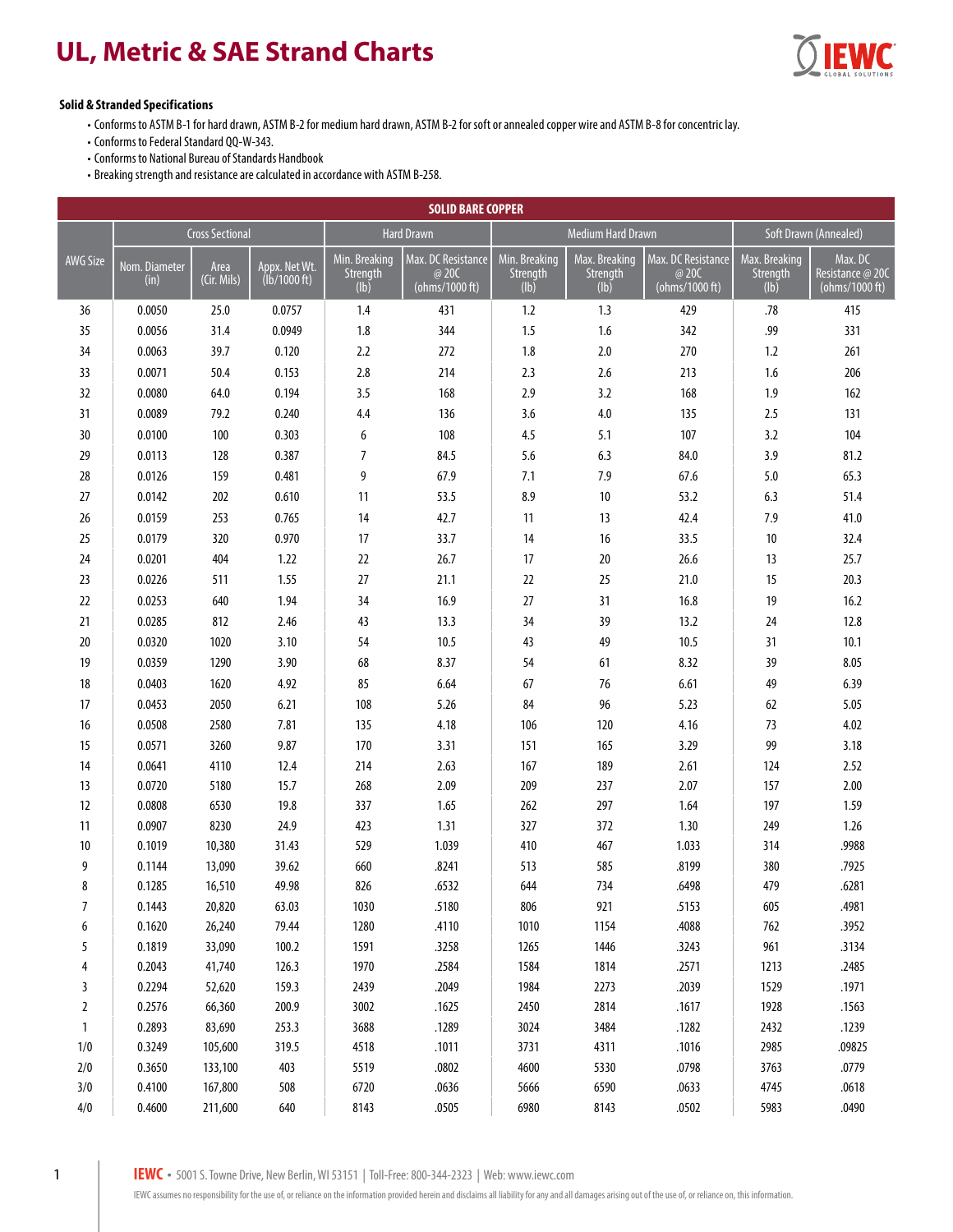# UL, Metric & SAE Strand Charts

**Solid & Stranded Specifications**

- Conforms to ASTM B-1 for hard drawn, ASTM B-2 for medium hard drawn, ASTM B-2 for soft or annealed copper wire and ASTM B-8 for concentric lay.
- Conforms to Federal Standard QQ-W-343.
- Conforms to National Bureau of Standards Handbook
- Breaking strength and resistance are calculated in accordance with ASTM B-258.

| SOLID BARE COPPER | | | | | | | | | | |
|---|---|---|---|---|---|---|---|---|---|---|
| | Cross Sectional | | | Hard Drawn | | Medium Hard Drawn | | | Soft Drawn (Annealed) | |
| AWG Size | Nom. Diameter (in) | Area (Cir. Mils) | Appx. Net Wt. (lb/1000 ft) | Min. Breaking Strength (lb) | Max. DC Resistance @ 20C (ohms/1000 ft) | Min. Breaking Strength (lb) | Max. Breaking Strength (lb) | Max. DC Resistance @ 20C (ohms/1000 ft) | Max. Breaking Strength (lb) | Max. DC Resistance @ 20C (ohms/1000 ft) |
| 36 | 0.0050 | 25.0 | 0.0757 | 1.4 | 431 | 1.2 | 1.3 | 429 | .78 | 415 |
| 35 | 0.0056 | 31.4 | 0.0949 | 1.8 | 344 | 1.5 | 1.6 | 342 | .99 | 331 |
| 34 | 0.0063 | 39.7 | 0.120 | 2.2 | 272 | 1.8 | 2.0 | 270 | 1.2 | 261 |
| 33 | 0.0071 | 50.4 | 0.153 | 2.8 | 214 | 2.3 | 2.6 | 213 | 1.6 | 206 |
| 32 | 0.0080 | 64.0 | 0.194 | 3.5 | 168 | 2.9 | 3.2 | 168 | 1.9 | 162 |
| 31 | 0.0089 | 79.2 | 0.240 | 4.4 | 136 | 3.6 | 4.0 | 135 | 2.5 | 131 |
| 30 | 0.0100 | 100 | 0.303 | 6 | 108 | 4.5 | 5.1 | 107 | 3.2 | 104 |
| 29 | 0.0113 | 128 | 0.387 | 7 | 84.5 | 5.6 | 6.3 | 84.0 | 3.9 | 81.2 |
| 28 | 0.0126 | 159 | 0.481 | 9 | 67.9 | 7.1 | 7.9 | 67.6 | 5.0 | 65.3 |
| 27 | 0.0142 | 202 | 0.610 | 11 | 53.5 | 8.9 | 10 | 53.2 | 6.3 | 51.4 |
| 26 | 0.0159 | 253 | 0.765 | 14 | 42.7 | 11 | 13 | 42.4 | 7.9 | 41.0 |
| 25 | 0.0179 | 320 | 0.970 | 17 | 33.7 | 14 | 16 | 33.5 | 10 | 32.4 |
| 24 | 0.0201 | 404 | 1.22 | 22 | 26.7 | 17 | 20 | 26.6 | 13 | 25.7 |
| 23 | 0.0226 | 511 | 1.55 | 27 | 21.1 | 22 | 25 | 21.0 | 15 | 20.3 |
| 22 | 0.0253 | 640 | 1.94 | 34 | 16.9 | 27 | 31 | 16.8 | 19 | 16.2 |
| 21 | 0.0285 | 812 | 2.46 | 43 | 13.3 | 34 | 39 | 13.2 | 24 | 12.8 |
| 20 | 0.0320 | 1020 | 3.10 | 54 | 10.5 | 43 | 49 | 10.5 | 31 | 10.1 |
| 19 | 0.0359 | 1290 | 3.90 | 68 | 8.37 | 54 | 61 | 8.32 | 39 | 8.05 |
| 18 | 0.0403 | 1620 | 4.92 | 85 | 6.64 | 67 | 76 | 6.61 | 49 | 6.39 |
| 17 | 0.0453 | 2050 | 6.21 | 108 | 5.26 | 84 | 96 | 5.23 | 62 | 5.05 |
| 16 | 0.0508 | 2580 | 7.81 | 135 | 4.18 | 106 | 120 | 4.16 | 73 | 4.02 |
| 15 | 0.0571 | 3260 | 9.87 | 170 | 3.31 | 151 | 165 | 3.29 | 99 | 3.18 |
| 14 | 0.0641 | 4110 | 12.4 | 214 | 2.63 | 167 | 189 | 2.61 | 124 | 2.52 |
| 13 | 0.0720 | 5180 | 15.7 | 268 | 2.09 | 209 | 237 | 2.07 | 157 | 2.00 |
| 12 | 0.0808 | 6530 | 19.8 | 337 | 1.65 | 262 | 297 | 1.64 | 197 | 1.59 |
| 11 | 0.0907 | 8230 | 24.9 | 423 | 1.31 | 327 | 372 | 1.30 | 249 | 1.26 |
| 10 | 0.1019 | 10,380 | 31.43 | 529 | 1.039 | 410 | 467 | 1.033 | 314 | .9988 |
| 9 | 0.1144 | 13,090 | 39.62 | 660 | .8241 | 513 | 585 | .8199 | 380 | .7925 |
| 8 | 0.1285 | 16,510 | 49.98 | 826 | .6532 | 644 | 734 | .6498 | 479 | .6281 |
| 7 | 0.1443 | 20,820 | 63.03 | 1030 | .5180 | 806 | 921 | .5153 | 605 | .4981 |
| 6 | 0.1620 | 26,240 | 79.44 | 1280 | .4110 | 1010 | 1154 | .4088 | 762 | .3952 |
| 5 | 0.1819 | 33,090 | 100.2 | 1591 | .3258 | 1265 | 1446 | .3243 | 961 | .3134 |
| 4 | 0.2043 | 41,740 | 126.3 | 1970 | .2584 | 1584 | 1814 | .2571 | 1213 | .2485 |
| 3 | 0.2294 | 52,620 | 159.3 | 2439 | .2049 | 1984 | 2273 | .2039 | 1529 | .1971 |
| 2 | 0.2576 | 66,360 | 200.9 | 3002 | .1625 | 2450 | 2814 | .1617 | 1928 | .1563 |
| 1 | 0.2893 | 83,690 | 253.3 | 3688 | .1289 | 3024 | 3484 | .1282 | 2432 | .1239 |
| 1/0 | 0.3249 | 105,600 | 319.5 | 4518 | .1011 | 3731 | 4311 | .1016 | 2985 | .09825 |
| 2/0 | 0.3650 | 133,100 | 403 | 5519 | .0802 | 4600 | 5330 | .0798 | 3763 | .0779 |
| 3/0 | 0.4100 | 167,800 | 508 | 6720 | .0636 | 5666 | 6590 | .0633 | 4745 | .0618 |
| 4/0 | 0.4600 | 211,600 | 640 | 8143 | .0505 | 6980 | 8143 | .0502 | 5983 | .0490 |

**IEWC** • 5001 S. Towne Drive, New Berlin, WI 53151 | Toll-Free: 800-344-2323 | Web: www.iewc.com

IEWC assumes no responsibility for the use of, or reliance on the information provided herein and disclaims all liability for any and all damages arising out of the use of, or reliance on, this information.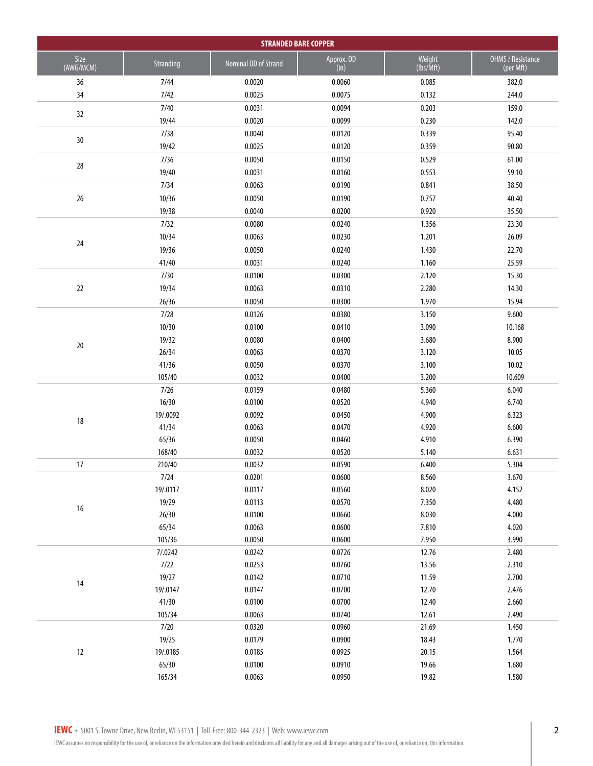| STRANDED BARE COPPER | | | | | |
|---|---|---|---|---|---|
| Size (AWG/MCM) | Stranding | Nominal OD of Strand | Approx. OD (in) | Weight (lbs/Mft) | OHMS / Resistance (per Mft) |
| 36 | 7/44 | 0.0020 | 0.0060 | 0.085 | 382.0 |
| 34 | 7/42 | 0.0025 | 0.0075 | 0.132 | 244.0 |
| 32 | 7/40 | 0.0031 | 0.0094 | 0.203 | 159.0 |
| | 19/44 | 0.0020 | 0.0099 | 0.230 | 142.0 |
| 30 | 7/38 | 0.0040 | 0.0120 | 0.339 | 95.40 |
| | 19/42 | 0.0025 | 0.0120 | 0.359 | 90.80 |
| 28 | 7/36 | 0.0050 | 0.0150 | 0.529 | 61.00 |
| | 19/40 | 0.0031 | 0.0160 | 0.553 | 59.10 |
| 26 | 7/34 | 0.0063 | 0.0190 | 0.841 | 38.50 |
| | 10/36 | 0.0050 | 0.0190 | 0.757 | 40.40 |
| | 19/38 | 0.0040 | 0.0200 | 0.920 | 35.50 |
| 24 | 7/32 | 0.0080 | 0.0240 | 1.356 | 23.30 |
| | 10/34 | 0.0063 | 0.0230 | 1.201 | 26.09 |
| | 19/36 | 0.0050 | 0.0240 | 1.430 | 22.70 |
| | 41/40 | 0.0031 | 0.0240 | 1.160 | 25.59 |
| 22 | 7/30 | 0.0100 | 0.0300 | 2.120 | 15.30 |
| | 19/34 | 0.0063 | 0.0310 | 2.280 | 14.30 |
| | 26/36 | 0.0050 | 0.0300 | 1.970 | 15.94 |
| 20 | 7/28 | 0.0126 | 0.0380 | 3.150 | 9.600 |
| | 10/30 | 0.0100 | 0.0410 | 3.090 | 10.168 |
| | 19/32 | 0.0080 | 0.0400 | 3.680 | 8.900 |
| | 26/34 | 0.0063 | 0.0370 | 3.120 | 10.05 |
| | 41/36 | 0.0050 | 0.0370 | 3.100 | 10.02 |
| | 105/40 | 0.0032 | 0.0400 | 3.200 | 10.609 |
| 18 | 7/26 | 0.0159 | 0.0480 | 5.360 | 6.040 |
| | 16/30 | 0.0100 | 0.0520 | 4.940 | 6.740 |
| | 19/.0092 | 0.0092 | 0.0450 | 4.900 | 6.323 |
| | 41/34 | 0.0063 | 0.0470 | 4.920 | 6.600 |
| | 65/36 | 0.0050 | 0.0460 | 4.910 | 6.390 |
| | 168/40 | 0.0032 | 0.0520 | 5.140 | 6.631 |
| 17 | 210/40 | 0.0032 | 0.0590 | 6.400 | 5.304 |
| 16 | 7/24 | 0.0201 | 0.0600 | 8.560 | 3.670 |
| | 19/.0117 | 0.0117 | 0.0560 | 8.020 | 4.152 |
| | 19/29 | 0.0113 | 0.0570 | 7.350 | 4.480 |
| | 26/30 | 0.0100 | 0.0660 | 8.030 | 4.000 |
| | 65/34 | 0.0063 | 0.0600 | 7.810 | 4.020 |
| | 105/36 | 0.0050 | 0.0600 | 7.950 | 3.990 |
| 14 | 7/.0242 | 0.0242 | 0.0726 | 12.76 | 2.480 |
| | 7/22 | 0.0253 | 0.0760 | 13.56 | 2.310 |
| | 19/27 | 0.0142 | 0.0710 | 11.59 | 2.700 |
| | 19/.0147 | 0.0147 | 0.0700 | 12.70 | 2.476 |
| | 41/30 | 0.0100 | 0.0700 | 12.40 | 2.660 |
| | 105/34 | 0.0063 | 0.0740 | 12.61 | 2.490 |
| 12 | 7/20 | 0.0320 | 0.0960 | 21.69 | 1.450 |
| | 19/25 | 0.0179 | 0.0900 | 18.43 | 1.770 |
| | 19/.0185 | 0.0185 | 0.0925 | 20.15 | 1.564 |
| | 65/30 | 0.0100 | 0.0910 | 19.66 | 1.680 |
| | 165/34 | 0.0063 | 0.0950 | 19.82 | 1.580 |

**IEWC** • 5001 S. Towne Drive, New Berlin, WI 53151 | Toll-Free: 800-344-2323 | Web: www.iewc.com

IEWC assumes no responsibility for the use of, or reliance on the information provided herein and disclaims all liability for any and all damages arising out of the use of, or reliance on, this information.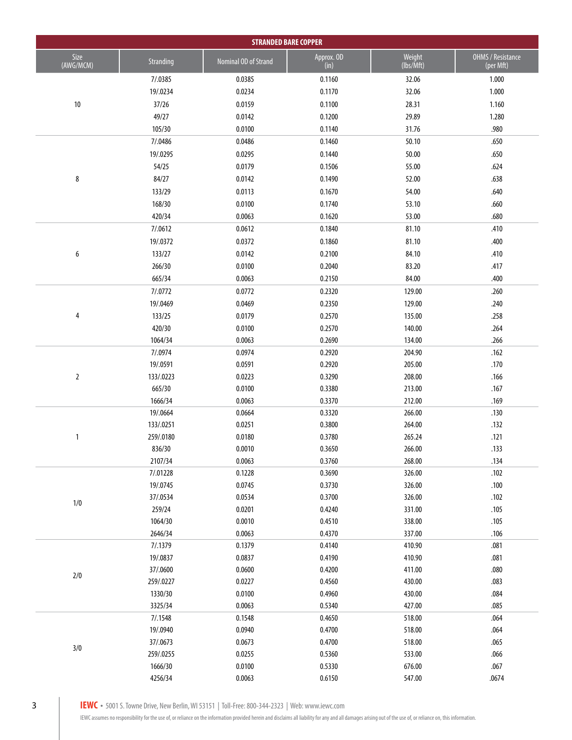| STRANDED BARE COPPER | | | | | |
|---|---|---|---|---|---|
| Size (AWG/MCM) | Stranding | Nominal OD of Strand | Approx. OD (in) | Weight (lbs/Mft) | OHMS / Resistance (per Mft) |
| 10 | 7/.0385 | 0.0385 | 0.1160 | 32.06 | 1.000 |
| | 19/.0234 | 0.0234 | 0.1170 | 32.06 | 1.000 |
| | 37/26 | 0.0159 | 0.1100 | 28.31 | 1.160 |
| | 49/27 | 0.0142 | 0.1200 | 29.89 | 1.280 |
| | 105/30 | 0.0100 | 0.1140 | 31.76 | .980 |
| 8 | 7/.0486 | 0.0486 | 0.1460 | 50.10 | .650 |
| | 19/.0295 | 0.0295 | 0.1440 | 50.00 | .650 |
| | 54/25 | 0.0179 | 0.1506 | 55.00 | .624 |
| | 84/27 | 0.0142 | 0.1490 | 52.00 | .638 |
| | 133/29 | 0.0113 | 0.1670 | 54.00 | .640 |
| | 168/30 | 0.0100 | 0.1740 | 53.10 | .660 |
| | 420/34 | 0.0063 | 0.1620 | 53.00 | .680 |
| 6 | 7/.0612 | 0.0612 | 0.1840 | 81.10 | .410 |
| | 19/.0372 | 0.0372 | 0.1860 | 81.10 | .400 |
| | 133/27 | 0.0142 | 0.2100 | 84.10 | .410 |
| | 266/30 | 0.0100 | 0.2040 | 83.20 | .417 |
| | 665/34 | 0.0063 | 0.2150 | 84.00 | .400 |
| 4 | 7/.0772 | 0.0772 | 0.2320 | 129.00 | .260 |
| | 19/.0469 | 0.0469 | 0.2350 | 129.00 | .240 |
| | 133/25 | 0.0179 | 0.2570 | 135.00 | .258 |
| | 420/30 | 0.0100 | 0.2570 | 140.00 | .264 |
| | 1064/34 | 0.0063 | 0.2690 | 134.00 | .266 |
| 2 | 7/.0974 | 0.0974 | 0.2920 | 204.90 | .162 |
| | 19/.0591 | 0.0591 | 0.2920 | 205.00 | .170 |
| | 133/.0223 | 0.0223 | 0.3290 | 208.00 | .166 |
| | 665/30 | 0.0100 | 0.3380 | 213.00 | .167 |
| | 1666/34 | 0.0063 | 0.3370 | 212.00 | .169 |
| 1 | 19/.0664 | 0.0664 | 0.3320 | 266.00 | .130 |
| | 133/.0251 | 0.0251 | 0.3800 | 264.00 | .132 |
| | 259/.0180 | 0.0180 | 0.3780 | 265.24 | .121 |
| | 836/30 | 0.0010 | 0.3650 | 266.00 | .133 |
| | 2107/34 | 0.0063 | 0.3760 | 268.00 | .134 |
| 1/0 | 7/.01228 | 0.1228 | 0.3690 | 326.00 | .102 |
| | 19/.0745 | 0.0745 | 0.3730 | 326.00 | .100 |
| | 37/.0534 | 0.0534 | 0.3700 | 326.00 | .102 |
| | 259/24 | 0.0201 | 0.4240 | 331.00 | .105 |
| | 1064/30 | 0.0010 | 0.4510 | 338.00 | .105 |
| | 2646/34 | 0.0063 | 0.4370 | 337.00 | .106 |
| 2/0 | 7/.1379 | 0.1379 | 0.4140 | 410.90 | .081 |
| | 19/.0837 | 0.0837 | 0.4190 | 410.90 | .081 |
| | 37/.0600 | 0.0600 | 0.4200 | 411.00 | .080 |
| | 259/.0227 | 0.0227 | 0.4560 | 430.00 | .083 |
| | 1330/30 | 0.0100 | 0.4960 | 430.00 | .084 |
| | 3325/34 | 0.0063 | 0.5340 | 427.00 | .085 |
| 3/0 | 7/.1548 | 0.1548 | 0.4650 | 518.00 | .064 |
| | 19/.0940 | 0.0940 | 0.4700 | 518.00 | .064 |
| | 37/.0673 | 0.0673 | 0.4700 | 518.00 | .065 |
| | 259/.0255 | 0.0255 | 0.5360 | 533.00 | .066 |
| | 1666/30 | 0.0100 | 0.5330 | 676.00 | .067 |
| | 4256/34 | 0.0063 | 0.6150 | 547.00 | .0674 |

**IEWC** • 5001 S. Towne Drive, New Berlin, WI 53151 | Toll-Free: 800-344-2323 | Web: www.iewc.com

IEWC assumes no responsibility for the use of, or reliance on the information provided herein and disclaims all liability for any and all damages arising out of the use of, or reliance on, this information.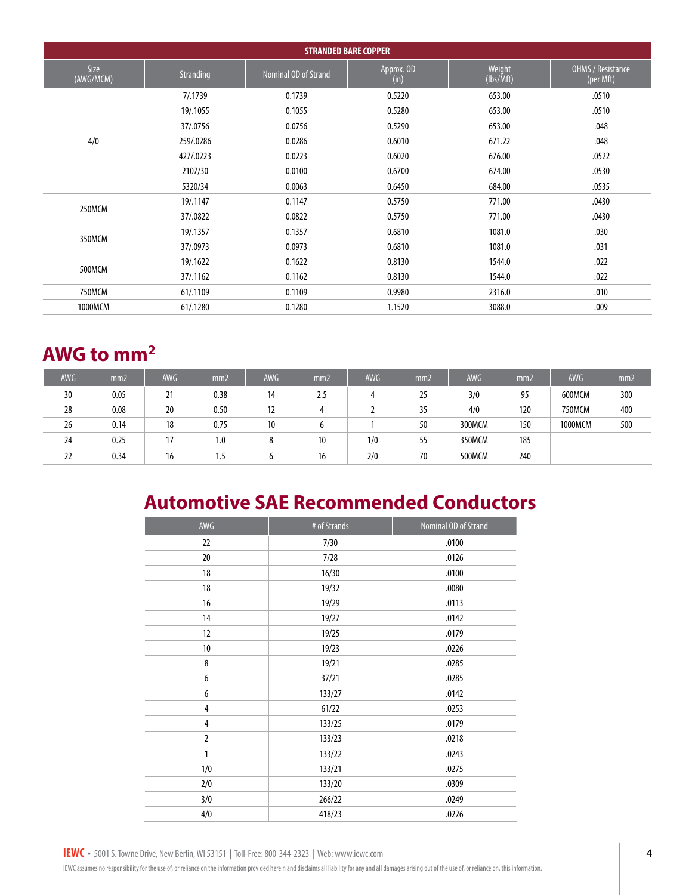| STRANDED BARE COPPER | | | | | |
|---|---|---|---|---|---|
| Size (AWG/MCM) | Stranding | Nominal OD of Strand | Approx. OD (in) | Weight (lbs/Mft) | OHMS / Resistance (per Mft) |
| 4/0 | 7/.1739 | 0.1739 | 0.5220 | 653.00 | .0510 |
| | 19/.1055 | 0.1055 | 0.5280 | 653.00 | .0510 |
| | 37/.0756 | 0.0756 | 0.5290 | 653.00 | .048 |
| | 259/.0286 | 0.0286 | 0.6010 | 671.22 | .048 |
| | 427/.0223 | 0.0223 | 0.6020 | 676.00 | .0522 |
| | 2107/30 | 0.0100 | 0.6700 | 674.00 | .0530 |
| | 5320/34 | 0.0063 | 0.6450 | 684.00 | .0535 |
| 250MCM | 19/.1147 | 0.1147 | 0.5750 | 771.00 | .0430 |
| | 37/.0822 | 0.0822 | 0.5750 | 771.00 | .0430 |
| 350MCM | 19/.1357 | 0.1357 | 0.6810 | 1081.0 | .030 |
| | 37/.0973 | 0.0973 | 0.6810 | 1081.0 | .031 |
| 500MCM | 19/.1622 | 0.1622 | 0.8130 | 1544.0 | .022 |
| | 37/.1162 | 0.1162 | 0.8130 | 1544.0 | .022 |
| 750MCM | 61/.1109 | 0.1109 | 0.9980 | 2316.0 | .010 |
| 1000MCM | 61/.1280 | 0.1280 | 1.1520 | 3088.0 | .009 |

## AWG to mm$^2$

| AWG | mm2 | AWG | mm2 | AWG | mm2 | AWG | mm2 | AWG | mm2 | AWG | mm2 |
|---|---|---|---|---|---|---|---|---|---|---|---|
| 30 | 0.05 | 21 | 0.38 | 14 | 2.5 | 4 | 25 | 3/0 | 95 | 600MCM | 300 |
| 28 | 0.08 | 20 | 0.50 | 12 | 4 | 2 | 35 | 4/0 | 120 | 750MCM | 400 |
| 26 | 0.14 | 18 | 0.75 | 10 | 6 | 1 | 50 | 300MCM | 150 | 1000MCM | 500 |
| 24 | 0.25 | 17 | 1.0 | 8 | 10 | 1/0 | 55 | 350MCM | 185 | | |
| 22 | 0.34 | 16 | 1.5 | 6 | 16 | 2/0 | 70 | 500MCM | 240 | | |

## Automotive SAE Recommended Conductors

| AWG | # of Strands | Nominal OD of Strand |
|---|---|---|
| 22 | 7/30 | .0100 |
| 20 | 7/28 | .0126 |
| 18 | 16/30 | .0100 |
| 18 | 19/32 | .0080 |
| 16 | 19/29 | .0113 |
| 14 | 19/27 | .0142 |
| 12 | 19/25 | .0179 |
| 10 | 19/23 | .0226 |
| 8 | 19/21 | .0285 |
| 6 | 37/21 | .0285 |
| 6 | 133/27 | .0142 |
| 4 | 61/22 | .0253 |
| 4 | 133/25 | .0179 |
| 2 | 133/23 | .0218 |
| 1 | 133/22 | .0243 |
| 1/0 | 133/21 | .0275 |
| 2/0 | 133/20 | .0309 |
| 3/0 | 266/22 | .0249 |
| 4/0 | 418/23 | .0226 |

**IEWC** • 5001 S. Towne Drive, New Berlin, WI 53151 | Toll-Free: 800-344-2323 | Web: www.iewc.com

IEWC assumes no responsibility for the use of, or reliance on the information provided herein and disclaims all liability for any and all damages arising out of the use of, or reliance on, this information.